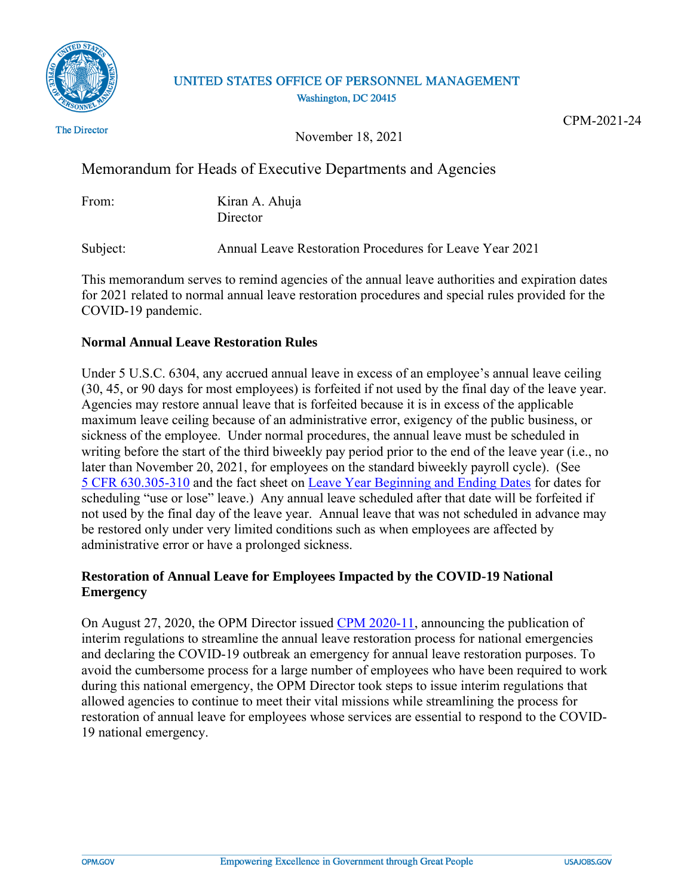UNITED STATES OFFICE OF PERSONNEL MANAGEMENT
Washington, DC 20415

The Director

CPM-2021-24

November 18, 2021

# Memorandum for Heads of Executive Departments and Agencies

From: Kiran A. Ahuja
Director

Subject: Annual Leave Restoration Procedures for Leave Year 2021

This memorandum serves to remind agencies of the annual leave authorities and expiration dates for 2021 related to normal annual leave restoration procedures and special rules provided for the COVID-19 pandemic.

**Normal Annual Leave Restoration Rules**

Under 5 U.S.C. 6304, any accrued annual leave in excess of an employee's annual leave ceiling (30, 45, or 90 days for most employees) is forfeited if not used by the final day of the leave year. Agencies may restore annual leave that is forfeited because it is in excess of the applicable maximum leave ceiling because of an administrative error, exigency of the public business, or sickness of the employee. Under normal procedures, the annual leave must be scheduled in writing before the start of the third biweekly pay period prior to the end of the leave year (i.e., no later than November 20, 2021, for employees on the standard biweekly payroll cycle). (See 5 CFR 630.305-310 and the fact sheet on Leave Year Beginning and Ending Dates for dates for scheduling "use or lose" leave.) Any annual leave scheduled after that date will be forfeited if not used by the final day of the leave year. Annual leave that was not scheduled in advance may be restored only under very limited conditions such as when employees are affected by administrative error or have a prolonged sickness.

**Restoration of Annual Leave for Employees Impacted by the COVID-19 National Emergency**

On August 27, 2020, the OPM Director issued CPM 2020-11, announcing the publication of interim regulations to streamline the annual leave restoration process for national emergencies and declaring the COVID-19 outbreak an emergency for annual leave restoration purposes. To avoid the cumbersome process for a large number of employees who have been required to work during this national emergency, the OPM Director took steps to issue interim regulations that allowed agencies to continue to meet their vital missions while streamlining the process for restoration of annual leave for employees whose services are essential to respond to the COVID-19 national emergency.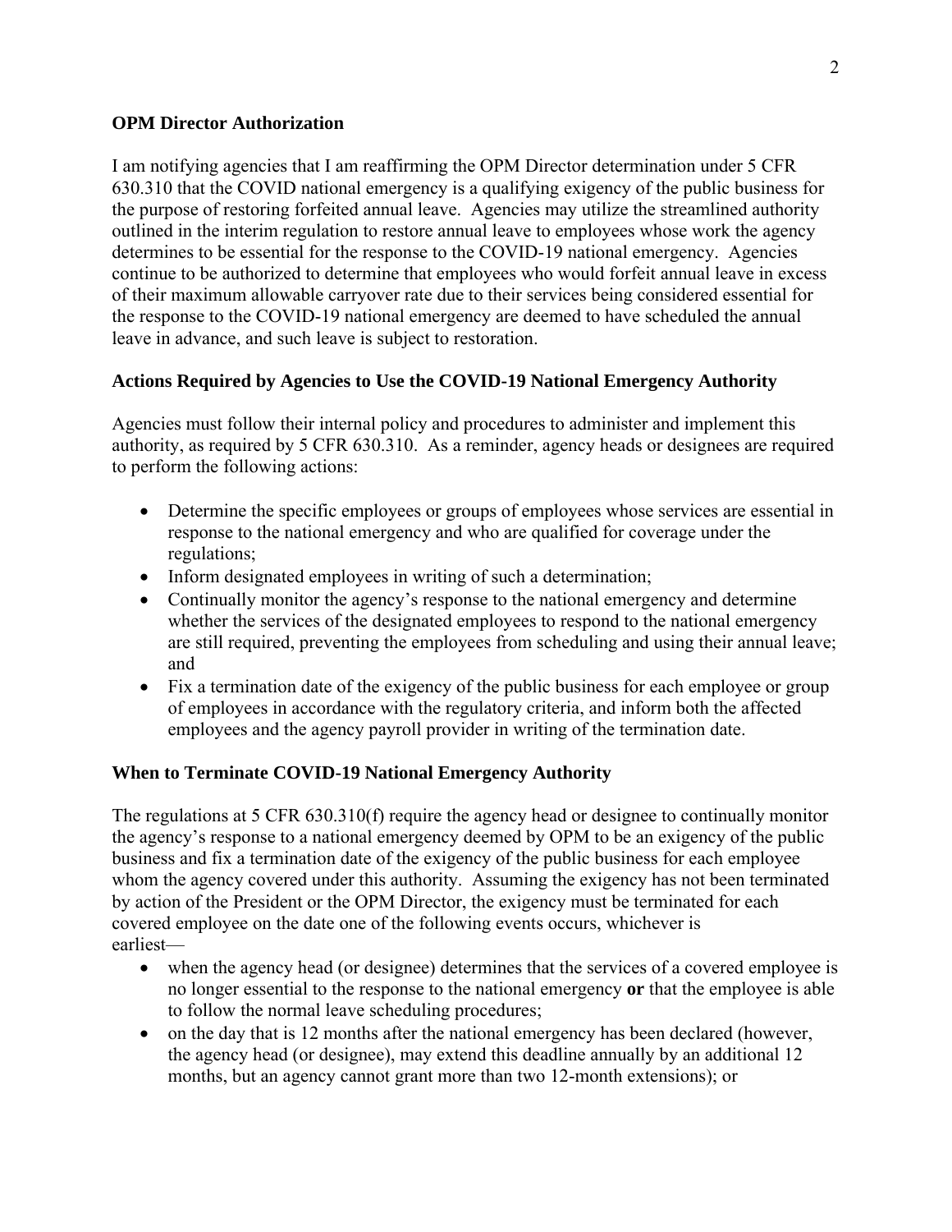**OPM Director Authorization**

I am notifying agencies that I am reaffirming the OPM Director determination under 5 CFR 630.310 that the COVID national emergency is a qualifying exigency of the public business for the purpose of restoring forfeited annual leave. Agencies may utilize the streamlined authority outlined in the interim regulation to restore annual leave to employees whose work the agency determines to be essential for the response to the COVID-19 national emergency. Agencies continue to be authorized to determine that employees who would forfeit annual leave in excess of their maximum allowable carryover rate due to their services being considered essential for the response to the COVID-19 national emergency are deemed to have scheduled the annual leave in advance, and such leave is subject to restoration.

**Actions Required by Agencies to Use the COVID-19 National Emergency Authority**

Agencies must follow their internal policy and procedures to administer and implement this authority, as required by 5 CFR 630.310. As a reminder, agency heads or designees are required to perform the following actions:

- Determine the specific employees or groups of employees whose services are essential in response to the national emergency and who are qualified for coverage under the regulations;
- Inform designated employees in writing of such a determination;
- Continually monitor the agency's response to the national emergency and determine whether the services of the designated employees to respond to the national emergency are still required, preventing the employees from scheduling and using their annual leave; and
- Fix a termination date of the exigency of the public business for each employee or group of employees in accordance with the regulatory criteria, and inform both the affected employees and the agency payroll provider in writing of the termination date.

**When to Terminate COVID-19 National Emergency Authority**

The regulations at 5 CFR 630.310(f) require the agency head or designee to continually monitor the agency's response to a national emergency deemed by OPM to be an exigency of the public business and fix a termination date of the exigency of the public business for each employee whom the agency covered under this authority. Assuming the exigency has not been terminated by action of the President or the OPM Director, the exigency must be terminated for each covered employee on the date one of the following events occurs, whichever is earliest—

- when the agency head (or designee) determines that the services of a covered employee is no longer essential to the response to the national emergency **or** that the employee is able to follow the normal leave scheduling procedures;
- on the day that is 12 months after the national emergency has been declared (however, the agency head (or designee), may extend this deadline annually by an additional 12 months, but an agency cannot grant more than two 12-month extensions); or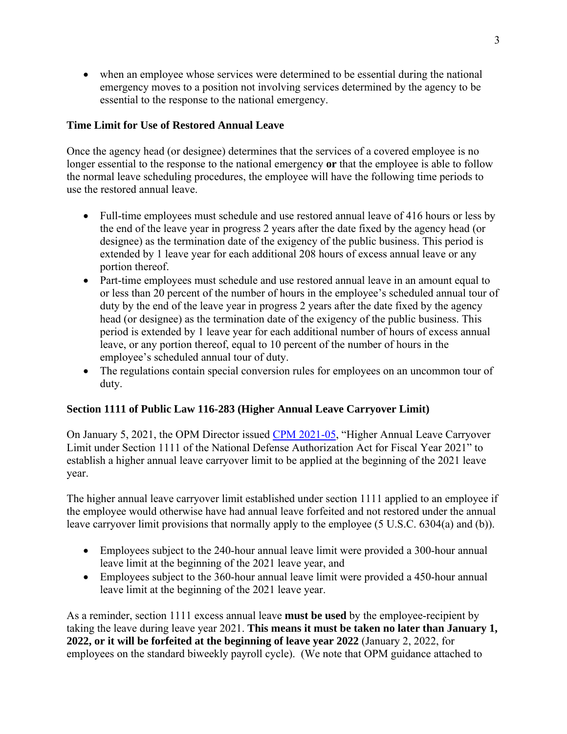- when an employee whose services were determined to be essential during the national emergency moves to a position not involving services determined by the agency to be essential to the response to the national emergency.

**Time Limit for Use of Restored Annual Leave**

Once the agency head (or designee) determines that the services of a covered employee is no longer essential to the response to the national emergency **or** that the employee is able to follow the normal leave scheduling procedures, the employee will have the following time periods to use the restored annual leave.

- Full-time employees must schedule and use restored annual leave of 416 hours or less by the end of the leave year in progress 2 years after the date fixed by the agency head (or designee) as the termination date of the exigency of the public business. This period is extended by 1 leave year for each additional 208 hours of excess annual leave or any portion thereof.
- Part-time employees must schedule and use restored annual leave in an amount equal to or less than 20 percent of the number of hours in the employee's scheduled annual tour of duty by the end of the leave year in progress 2 years after the date fixed by the agency head (or designee) as the termination date of the exigency of the public business. This period is extended by 1 leave year for each additional number of hours of excess annual leave, or any portion thereof, equal to 10 percent of the number of hours in the employee's scheduled annual tour of duty.
- The regulations contain special conversion rules for employees on an uncommon tour of duty.

**Section 1111 of Public Law 116-283 (Higher Annual Leave Carryover Limit)**

On January 5, 2021, the OPM Director issued CPM 2021-05, "Higher Annual Leave Carryover Limit under Section 1111 of the National Defense Authorization Act for Fiscal Year 2021" to establish a higher annual leave carryover limit to be applied at the beginning of the 2021 leave year.

The higher annual leave carryover limit established under section 1111 applied to an employee if the employee would otherwise have had annual leave forfeited and not restored under the annual leave carryover limit provisions that normally apply to the employee (5 U.S.C. 6304(a) and (b)).

- Employees subject to the 240-hour annual leave limit were provided a 300-hour annual leave limit at the beginning of the 2021 leave year, and
- Employees subject to the 360-hour annual leave limit were provided a 450-hour annual leave limit at the beginning of the 2021 leave year.

As a reminder, section 1111 excess annual leave **must be used** by the employee-recipient by taking the leave during leave year 2021. **This means it must be taken no later than January 1, 2022, or it will be forfeited at the beginning of leave year 2022** (January 2, 2022, for employees on the standard biweekly payroll cycle). (We note that OPM guidance attached to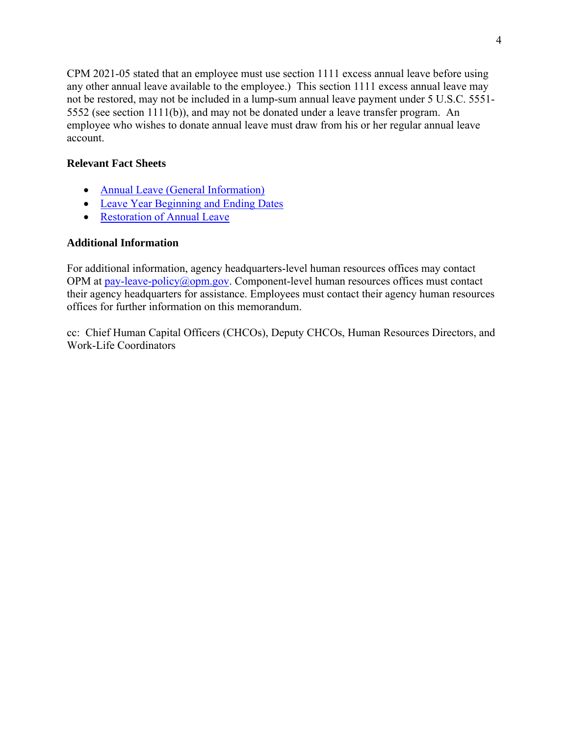CPM 2021-05 stated that an employee must use section 1111 excess annual leave before using any other annual leave available to the employee.) This section 1111 excess annual leave may not be restored, may not be included in a lump-sum annual leave payment under 5 U.S.C. 5551-5552 (see section 1111(b)), and may not be donated under a leave transfer program. An employee who wishes to donate annual leave must draw from his or her regular annual leave account.

**Relevant Fact Sheets**

- Annual Leave (General Information)
- Leave Year Beginning and Ending Dates
- Restoration of Annual Leave

**Additional Information**

For additional information, agency headquarters-level human resources offices may contact OPM at pay-leave-policy@opm.gov. Component-level human resources offices must contact their agency headquarters for assistance. Employees must contact their agency human resources offices for further information on this memorandum.

cc: Chief Human Capital Officers (CHCOs), Deputy CHCOs, Human Resources Directors, and Work-Life Coordinators